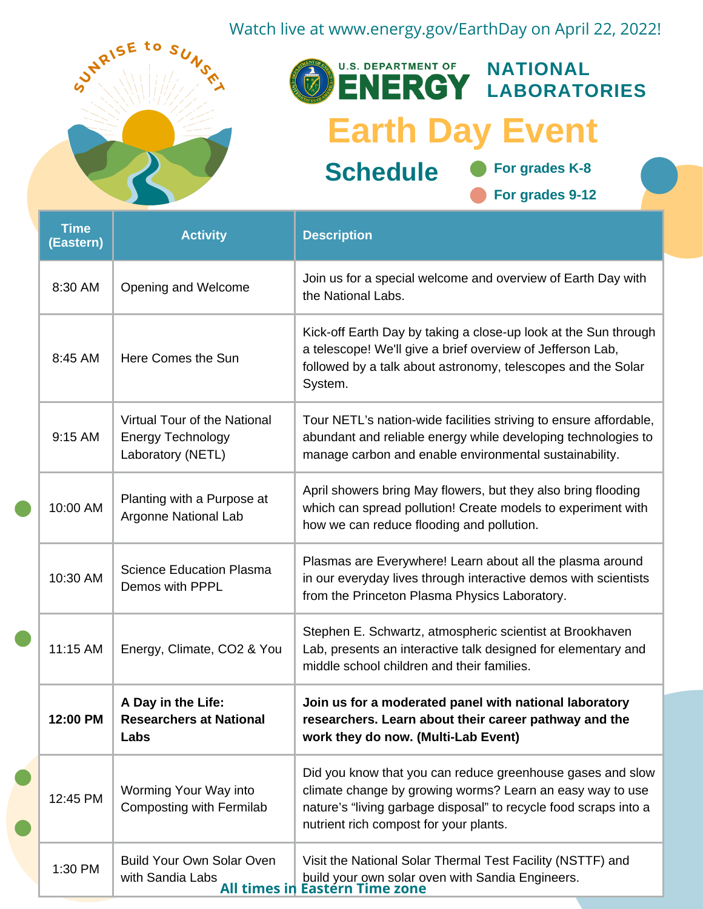Watch live at www.energy.gov/EarthDay on April 22, 2022!

SUNRISE to SUNSET

U.S. DEPARTMENT OF ENERGY | NATIONAL LABORATORIES

# Earth Day Event

## Schedule

- For grades K-8
- For grades 9-12

| Time (Eastern) | Activity | Description |
|---|---|---|
| 8:30 AM | Opening and Welcome | Join us for a special welcome and overview of Earth Day with the National Labs. |
| 8:45 AM | Here Comes the Sun | Kick-off Earth Day by taking a close-up look at the Sun through a telescope! We'll give a brief overview of Jefferson Lab, followed by a talk about astronomy, telescopes and the Solar System. |
| 9:15 AM | Virtual Tour of the National Energy Technology Laboratory (NETL) | Tour NETL's nation-wide facilities striving to ensure affordable, abundant and reliable energy while developing technologies to manage carbon and enable environmental sustainability. |
| 10:00 AM | Planting with a Purpose at Argonne National Lab | April showers bring May flowers, but they also bring flooding which can spread pollution! Create models to experiment with how we can reduce flooding and pollution. |
| 10:30 AM | Science Education Plasma Demos with PPPL | Plasmas are Everywhere! Learn about all the plasma around in our everyday lives through interactive demos with scientists from the Princeton Plasma Physics Laboratory. |
| 11:15 AM | Energy, Climate, CO2 & You | Stephen E. Schwartz, atmospheric scientist at Brookhaven Lab, presents an interactive talk designed for elementary and middle school children and their families. |
| **12:00 PM** | **A Day in the Life: Researchers at National Labs** | **Join us for a moderated panel with national laboratory researchers. Learn about their career pathway and the work they do now. (Multi-Lab Event)** |
| 12:45 PM | Worming Your Way into Composting with Fermilab | Did you know that you can reduce greenhouse gases and slow climate change by growing worms? Learn an easy way to use nature's "living garbage disposal" to recycle food scraps into a nutrient rich compost for your plants. |
| 1:30 PM | Build Your Own Solar Oven with Sandia Labs | Visit the National Solar Thermal Test Facility (NSTTF) and build your own solar oven with Sandia Engineers. |

**All times in Eastern Time zone**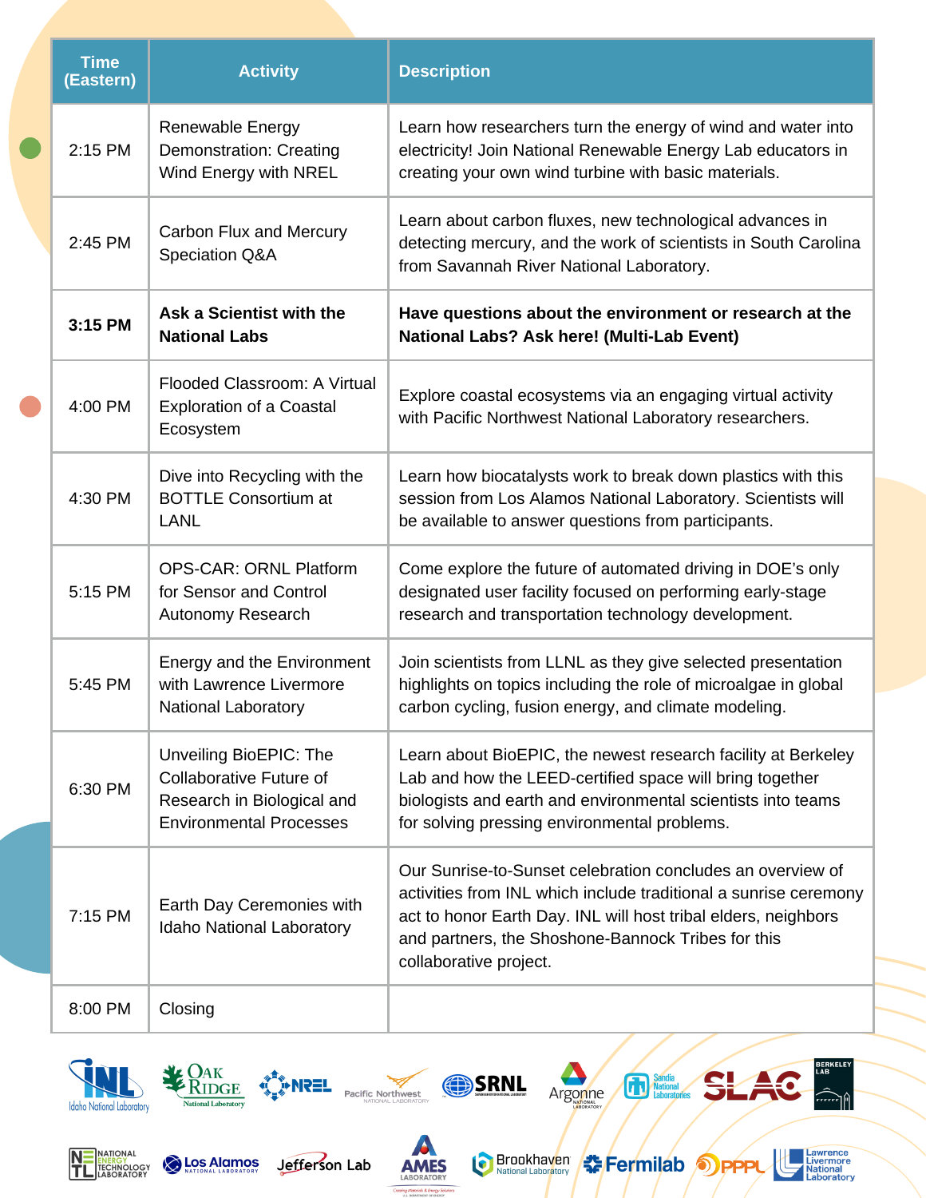| Time (Eastern) | Activity | Description |
|---|---|---|
| 2:15 PM | Renewable Energy Demonstration: Creating Wind Energy with NREL | Learn how researchers turn the energy of wind and water into electricity! Join National Renewable Energy Lab educators in creating your own wind turbine with basic materials. |
| 2:45 PM | Carbon Flux and Mercury Speciation Q&A | Learn about carbon fluxes, new technological advances in detecting mercury, and the work of scientists in South Carolina from Savannah River National Laboratory. |
| **3:15 PM** | **Ask a Scientist with the National Labs** | **Have questions about the environment or research at the National Labs? Ask here! (Multi-Lab Event)** |
| 4:00 PM | Flooded Classroom: A Virtual Exploration of a Coastal Ecosystem | Explore coastal ecosystems via an engaging virtual activity with Pacific Northwest National Laboratory researchers. |
| 4:30 PM | Dive into Recycling with the BOTTLE Consortium at LANL | Learn how biocatalysts work to break down plastics with this session from Los Alamos National Laboratory. Scientists will be available to answer questions from participants. |
| 5:15 PM | OPS-CAR: ORNL Platform for Sensor and Control Autonomy Research | Come explore the future of automated driving in DOE's only designated user facility focused on performing early-stage research and transportation technology development. |
| 5:45 PM | Energy and the Environment with Lawrence Livermore National Laboratory | Join scientists from LLNL as they give selected presentation highlights on topics including the role of microalgae in global carbon cycling, fusion energy, and climate modeling. |
| 6:30 PM | Unveiling BioEPIC: The Collaborative Future of Research in Biological and Environmental Processes | Learn about BioEPIC, the newest research facility at Berkeley Lab and how the LEED-certified space will bring together biologists and earth and environmental scientists into teams for solving pressing environmental problems. |
| 7:15 PM | Earth Day Ceremonies with Idaho National Laboratory | Our Sunrise-to-Sunset celebration concludes an overview of activities from INL which include traditional a sunrise ceremony act to honor Earth Day. INL will host tribal elders, neighbors and partners, the Shoshone-Bannock Tribes for this collaborative project. |
| 8:00 PM | Closing | |

Idaho National Laboratory · Oak Ridge National Laboratory · NREL · Pacific Northwest National Laboratory · SRNL · Argonne National Laboratory · Sandia National Laboratories · SLAC · Berkeley Lab

National Energy Technology Laboratory · Los Alamos National Laboratory · Jefferson Lab · Ames Laboratory · Brookhaven National Laboratory · Fermilab · PPPL · Lawrence Livermore National Laboratory